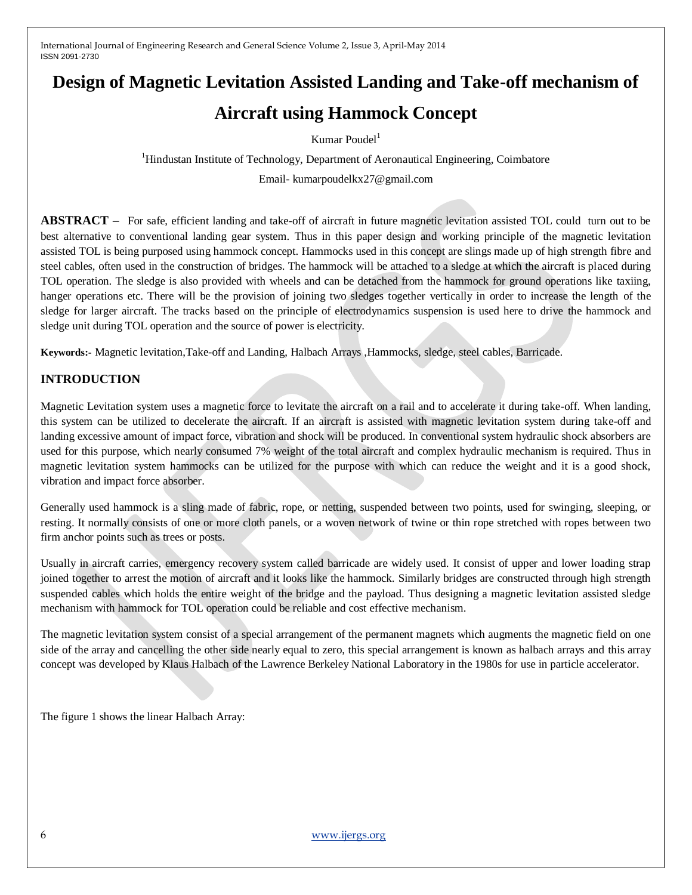# Design of Magnetic Levitation Assisted Landing and Take-off mechanism of Aircraft using Hammock Concept

Kumar Poudel[1]

[1]Hindustan Institute of Technology, Department of Aeronautical Engineering, Coimbatore

Email- kumarpoudelkx27@gmail.com

**ABSTRACT –** For safe, efficient landing and take-off of aircraft in future magnetic levitation assisted TOL could turn out to be best alternative to conventional landing gear system. Thus in this paper design and working principle of the magnetic levitation assisted TOL is being purposed using hammock concept. Hammocks used in this concept are slings made up of high strength fibre and steel cables, often used in the construction of bridges. The hammock will be attached to a sledge at which the aircraft is placed during TOL operation. The sledge is also provided with wheels and can be detached from the hammock for ground operations like taxiing, hanger operations etc. There will be the provision of joining two sledges together vertically in order to increase the length of the sledge for larger aircraft. The tracks based on the principle of electrodynamics suspension is used here to drive the hammock and sledge unit during TOL operation and the source of power is electricity.

**Keywords:**- Magnetic levitation,Take-off and Landing, Halbach Arrays ,Hammocks, sledge, steel cables, Barricade.

## INTRODUCTION

Magnetic Levitation system uses a magnetic force to levitate the aircraft on a rail and to accelerate it during take-off. When landing, this system can be utilized to decelerate the aircraft. If an aircraft is assisted with magnetic levitation system during take-off and landing excessive amount of impact force, vibration and shock will be produced. In conventional system hydraulic shock absorbers are used for this purpose, which nearly consumed 7% weight of the total aircraft and complex hydraulic mechanism is required. Thus in magnetic levitation system hammocks can be utilized for the purpose with which can reduce the weight and it is a good shock, vibration and impact force absorber.

Generally used hammock is a sling made of fabric, rope, or netting, suspended between two points, used for swinging, sleeping, or resting. It normally consists of one or more cloth panels, or a woven network of twine or thin rope stretched with ropes between two firm anchor points such as trees or posts.

Usually in aircraft carries, emergency recovery system called barricade are widely used. It consist of upper and lower loading strap joined together to arrest the motion of aircraft and it looks like the hammock. Similarly bridges are constructed through high strength suspended cables which holds the entire weight of the bridge and the payload. Thus designing a magnetic levitation assisted sledge mechanism with hammock for TOL operation could be reliable and cost effective mechanism.

The magnetic levitation system consist of a special arrangement of the permanent magnets which augments the magnetic field on one side of the array and cancelling the other side nearly equal to zero, this special arrangement is known as halbach arrays and this array concept was developed by Klaus Halbach of the Lawrence Berkeley National Laboratory in the 1980s for use in particle accelerator.

The figure 1 shows the linear Halbach Array: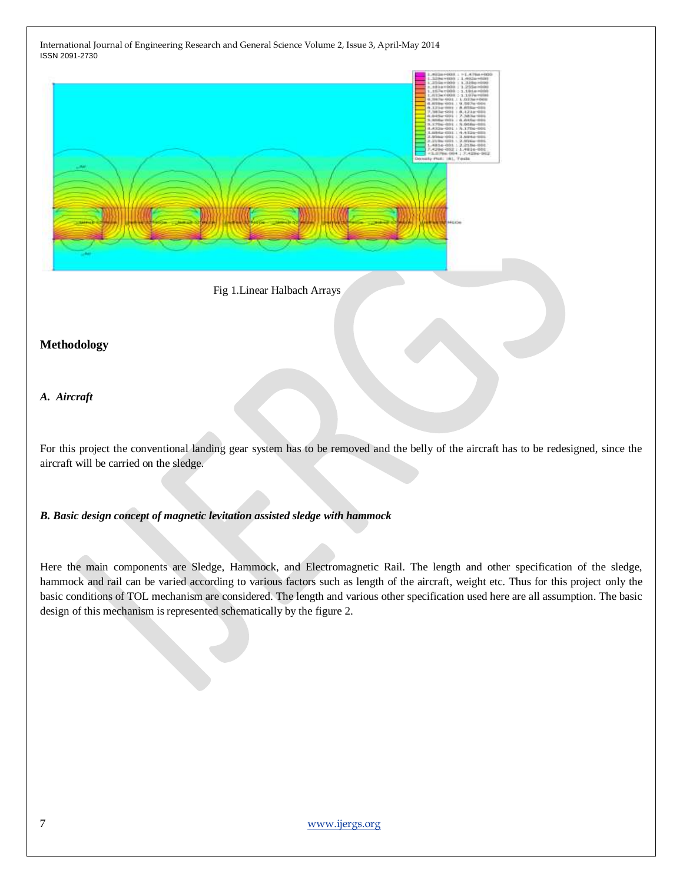Fig 1.Linear Halbach Arrays

## Methodology

### *A. Aircraft*

For this project the conventional landing gear system has to be removed and the belly of the aircraft has to be redesigned, since the aircraft will be carried on the sledge.

### *B. Basic design concept of magnetic levitation assisted sledge with hammock*

Here the main components are Sledge, Hammock, and Electromagnetic Rail. The length and other specification of the sledge, hammock and rail can be varied according to various factors such as length of the aircraft, weight etc. Thus for this project only the basic conditions of TOL mechanism are considered. The length and various other specification used here are all assumption. The basic design of this mechanism is represented schematically by the figure 2.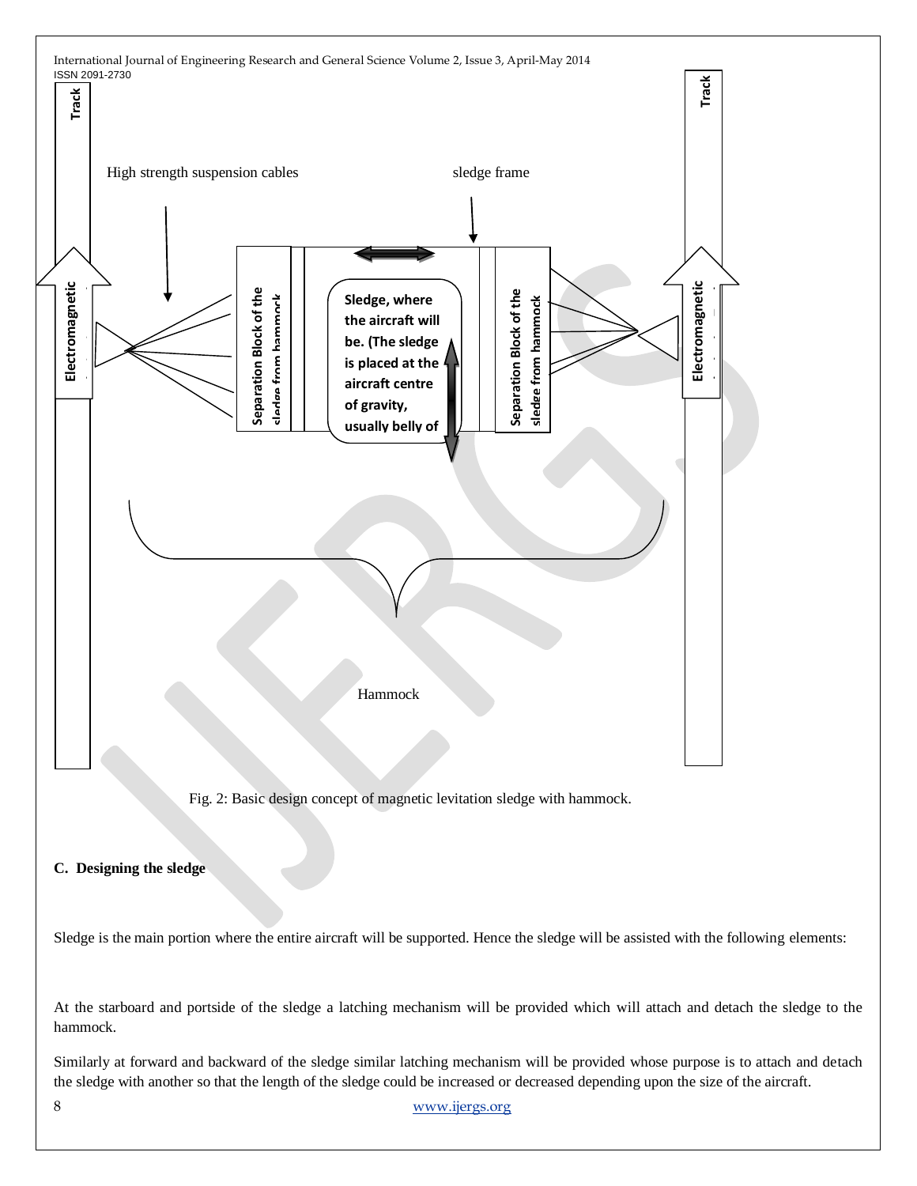Fig. 2: Basic design concept of magnetic levitation sledge with hammock.

### C. Designing the sledge

Sledge is the main portion where the entire aircraft will be supported. Hence the sledge will be assisted with the following elements:

At the starboard and portside of the sledge a latching mechanism will be provided which will attach and detach the sledge to the hammock.

Similarly at forward and backward of the sledge similar latching mechanism will be provided whose purpose is to attach and detach the sledge with another so that the length of the sledge could be increased or decreased depending upon the size of the aircraft.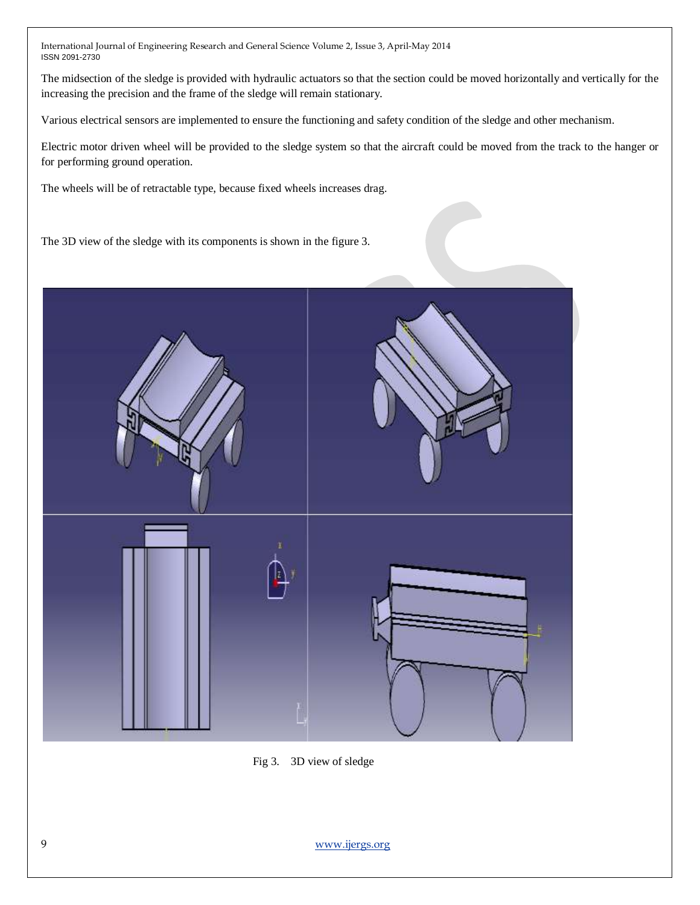The midsection of the sledge is provided with hydraulic actuators so that the section could be moved horizontally and vertically for the increasing the precision and the frame of the sledge will remain stationary.

Various electrical sensors are implemented to ensure the functioning and safety condition of the sledge and other mechanism.

Electric motor driven wheel will be provided to the sledge system so that the aircraft could be moved from the track to the hanger or for performing ground operation.

The wheels will be of retractable type, because fixed wheels increases drag.

The 3D view of the sledge with its components is shown in the figure 3.

Fig 3. 3D view of sledge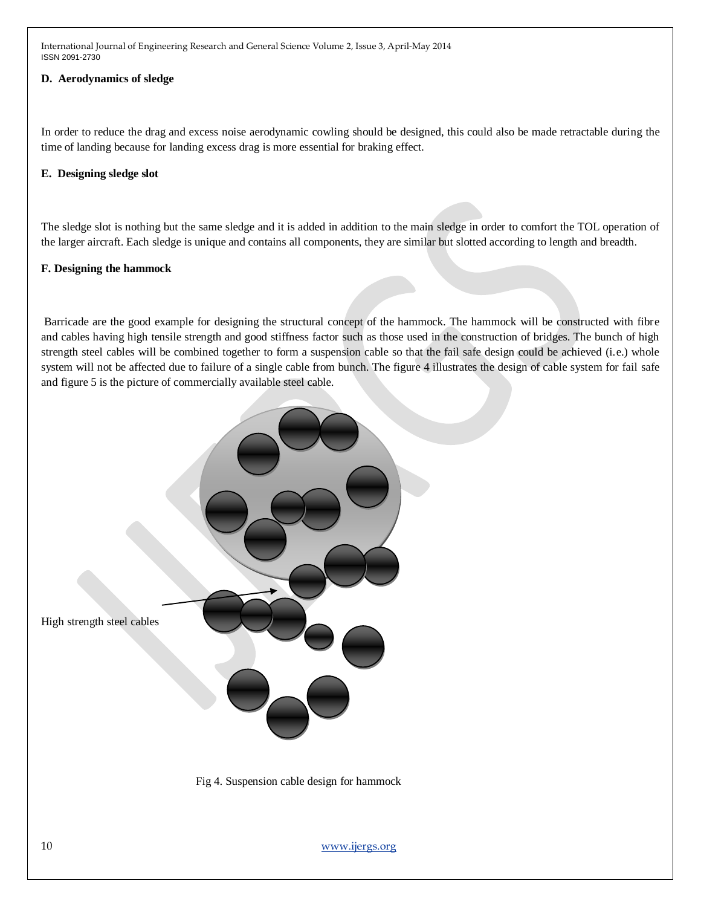### D. Aerodynamics of sledge

In order to reduce the drag and excess noise aerodynamic cowling should be designed, this could also be made retractable during the time of landing because for landing excess drag is more essential for braking effect.

### E. Designing sledge slot

The sledge slot is nothing but the same sledge and it is added in addition to the main sledge in order to comfort the TOL operation of the larger aircraft. Each sledge is unique and contains all components, they are similar but slotted according to length and breadth.

### F. Designing the hammock

Barricade are the good example for designing the structural concept of the hammock. The hammock will be constructed with fibre and cables having high tensile strength and good stiffness factor such as those used in the construction of bridges. The bunch of high strength steel cables will be combined together to form a suspension cable so that the fail safe design could be achieved (i.e.) whole system will not be affected due to failure of a single cable from bunch. The figure 4 illustrates the design of cable system for fail safe and figure 5 is the picture of commercially available steel cable.

High strength steel cables

Fig 4. Suspension cable design for hammock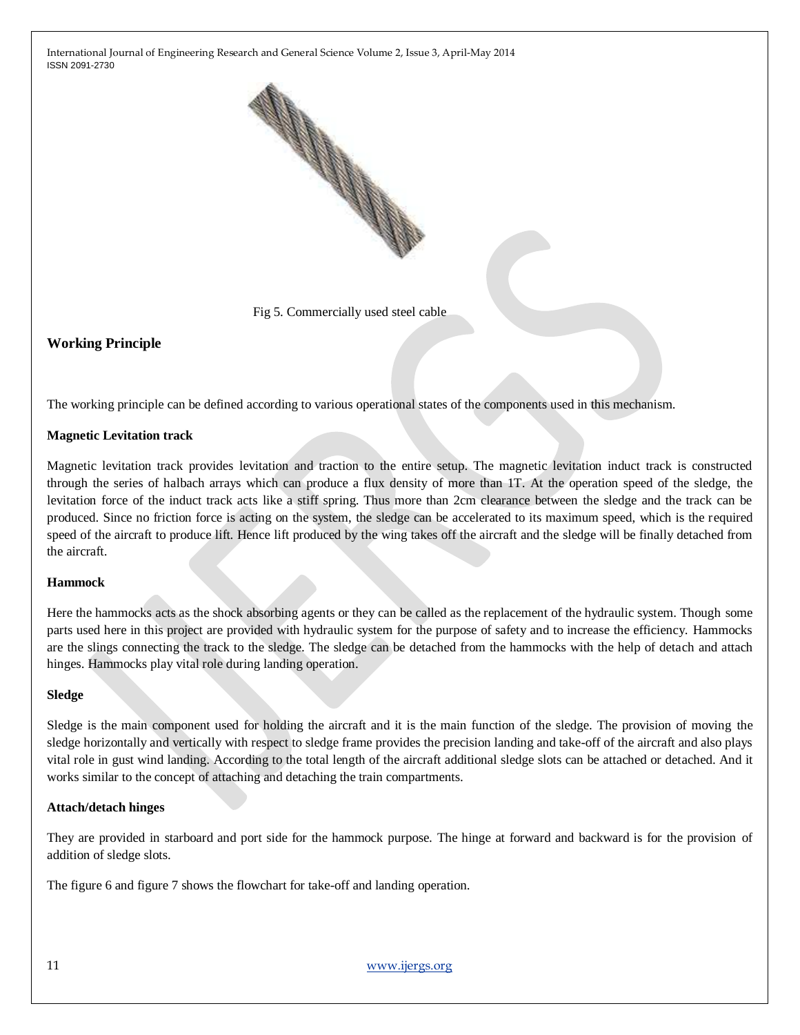Fig 5. Commercially used steel cable

## Working Principle

The working principle can be defined according to various operational states of the components used in this mechanism.

### Magnetic Levitation track

Magnetic levitation track provides levitation and traction to the entire setup. The magnetic levitation induct track is constructed through the series of halbach arrays which can produce a flux density of more than 1T. At the operation speed of the sledge, the levitation force of the induct track acts like a stiff spring. Thus more than 2cm clearance between the sledge and the track can be produced. Since no friction force is acting on the system, the sledge can be accelerated to its maximum speed, which is the required speed of the aircraft to produce lift. Hence lift produced by the wing takes off the aircraft and the sledge will be finally detached from the aircraft.

### Hammock

Here the hammocks acts as the shock absorbing agents or they can be called as the replacement of the hydraulic system. Though some parts used here in this project are provided with hydraulic system for the purpose of safety and to increase the efficiency. Hammocks are the slings connecting the track to the sledge. The sledge can be detached from the hammocks with the help of detach and attach hinges. Hammocks play vital role during landing operation.

### Sledge

Sledge is the main component used for holding the aircraft and it is the main function of the sledge. The provision of moving the sledge horizontally and vertically with respect to sledge frame provides the precision landing and take-off of the aircraft and also plays vital role in gust wind landing. According to the total length of the aircraft additional sledge slots can be attached or detached. And it works similar to the concept of attaching and detaching the train compartments.

### Attach/detach hinges

They are provided in starboard and port side for the hammock purpose. The hinge at forward and backward is for the provision of addition of sledge slots.

The figure 6 and figure 7 shows the flowchart for take-off and landing operation.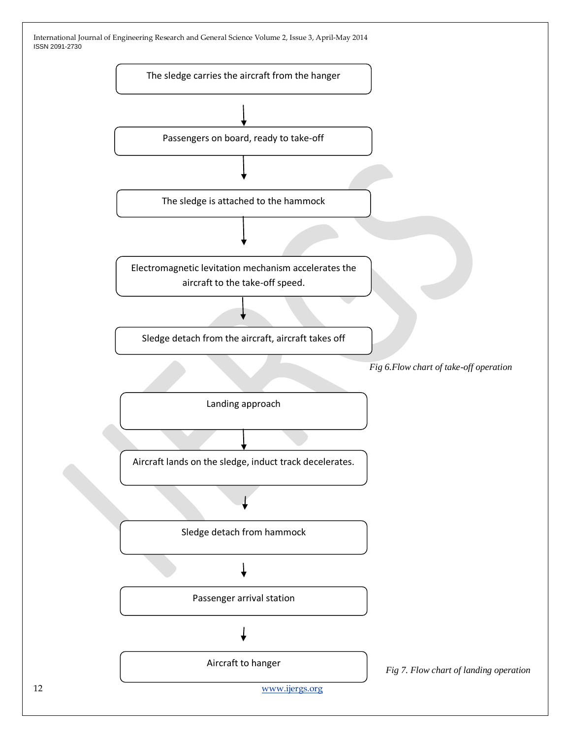The sledge carries the aircraft from the hanger

↓

Passengers on board, ready to take-off

↓

The sledge is attached to the hammock

↓

Electromagnetic levitation mechanism accelerates the aircraft to the take-off speed.

↓

Sledge detach from the aircraft, aircraft takes off

*Fig 6.Flow chart of take-off operation*

Landing approach

↓

Aircraft lands on the sledge, induct track decelerates.

↓

Sledge detach from hammock

↓

Passenger arrival station

↓

Aircraft to hanger

*Fig 7. Flow chart of landing operation*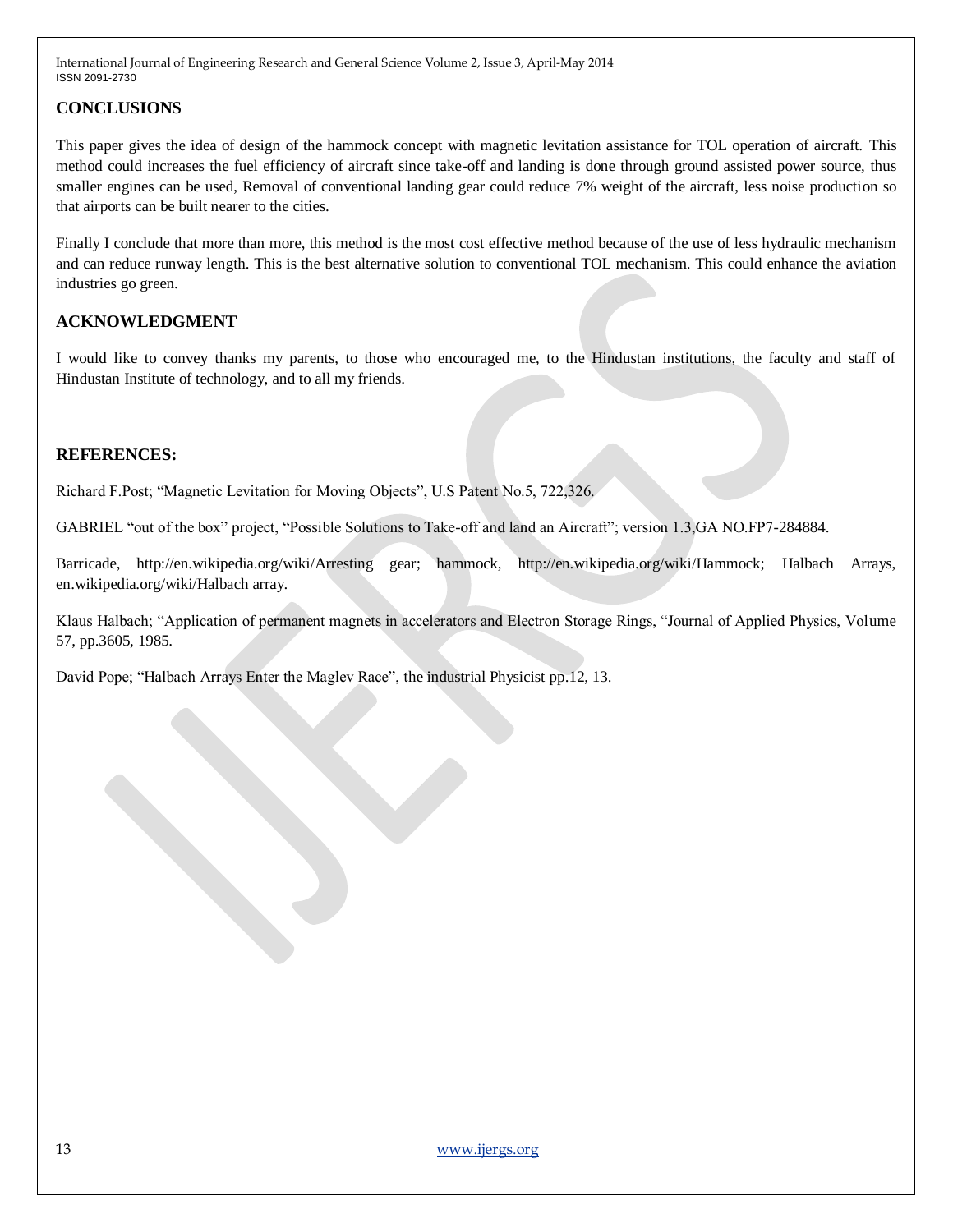## CONCLUSIONS

This paper gives the idea of design of the hammock concept with magnetic levitation assistance for TOL operation of aircraft. This method could increases the fuel efficiency of aircraft since take-off and landing is done through ground assisted power source, thus smaller engines can be used, Removal of conventional landing gear could reduce 7% weight of the aircraft, less noise production so that airports can be built nearer to the cities.

Finally I conclude that more than more, this method is the most cost effective method because of the use of less hydraulic mechanism and can reduce runway length. This is the best alternative solution to conventional TOL mechanism. This could enhance the aviation industries go green.

## ACKNOWLEDGMENT

I would like to convey thanks my parents, to those who encouraged me, to the Hindustan institutions, the faculty and staff of Hindustan Institute of technology, and to all my friends.

## REFERENCES:

Richard F.Post; "Magnetic Levitation for Moving Objects", U.S Patent No.5, 722,326.

GABRIEL "out of the box" project, "Possible Solutions to Take-off and land an Aircraft"; version 1.3,GA NO.FP7-284884.

Barricade, http://en.wikipedia.org/wiki/Arresting gear; hammock, http://en.wikipedia.org/wiki/Hammock; Halbach Arrays, en.wikipedia.org/wiki/Halbach array.

Klaus Halbach; "Application of permanent magnets in accelerators and Electron Storage Rings, "Journal of Applied Physics, Volume 57, pp.3605, 1985.

David Pope; "Halbach Arrays Enter the Maglev Race", the industrial Physicist pp.12, 13.